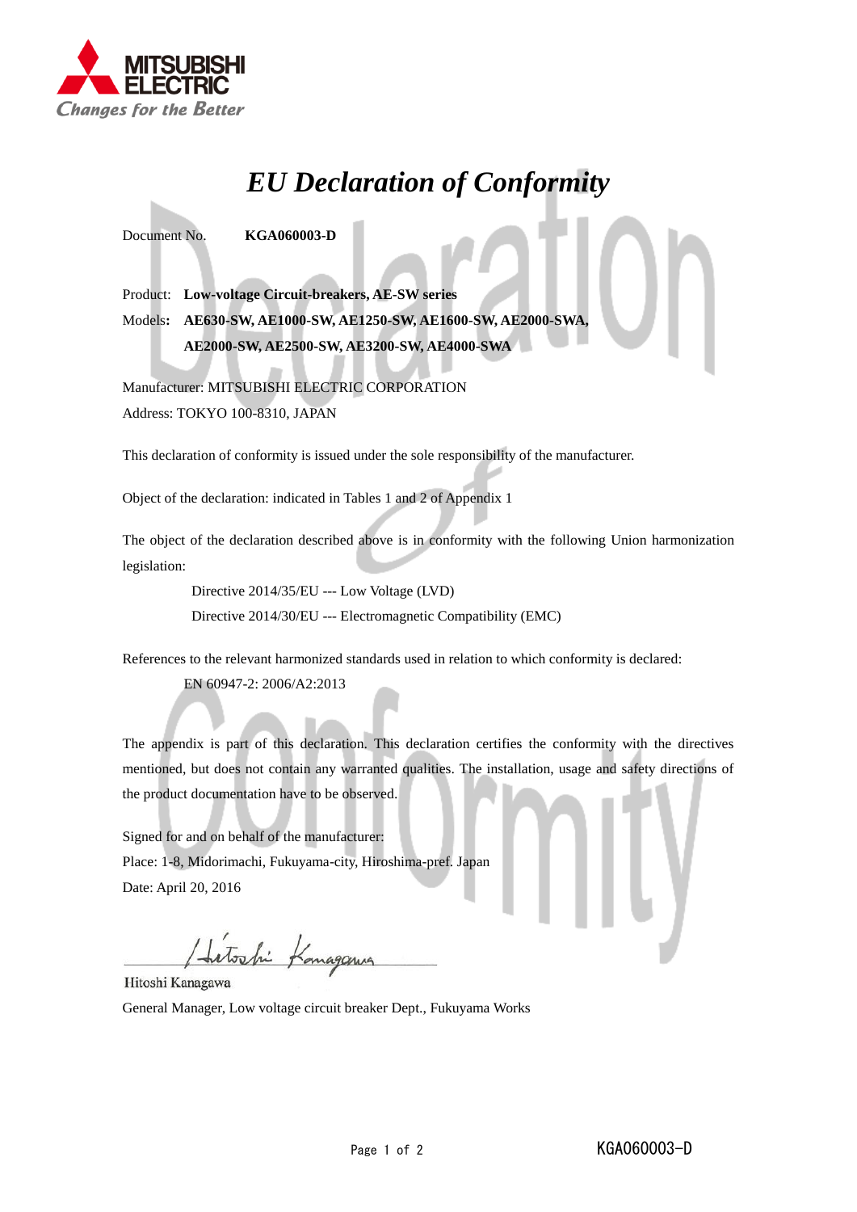# *EU Declaration of Conformity*

Document No. **KGA060003-D**

Product: **Low-voltage Circuit-breakers, AE-SW series**

Models**: AE630-SW, AE1000-SW, AE1250-SW, AE1600-SW, AE2000-SWA, AE2000-SW, AE2500-SW, AE3200-SW, AE4000-SWA**

Manufacturer: MITSUBISHI ELECTRIC CORPORATION

Address: TOKYO 100-8310, JAPAN

This declaration of conformity is issued under the sole responsibility of the manufacturer.

Object of the declaration: indicated in Tables 1 and 2 of Appendix 1

The object of the declaration described above is in conformity with the following Union harmonization legislation:

Directive 2014/35/EU --- Low Voltage (LVD)

Directive 2014/30/EU --- Electromagnetic Compatibility (EMC)

References to the relevant harmonized standards used in relation to which conformity is declared:

EN 60947-2: 2006/A2:2013

The appendix is part of this declaration. This declaration certifies the conformity with the directives mentioned, but does not contain any warranted qualities. The installation, usage and safety directions of the product documentation have to be observed.

Signed for and on behalf of the manufacturer:

Place: 1-8, Midorimachi, Fukuyama-city, Hiroshima-pref. Japan

Date: April 20, 2016

Hitoshi Kanagawa

General Manager, Low voltage circuit breaker Dept., Fukuyama Works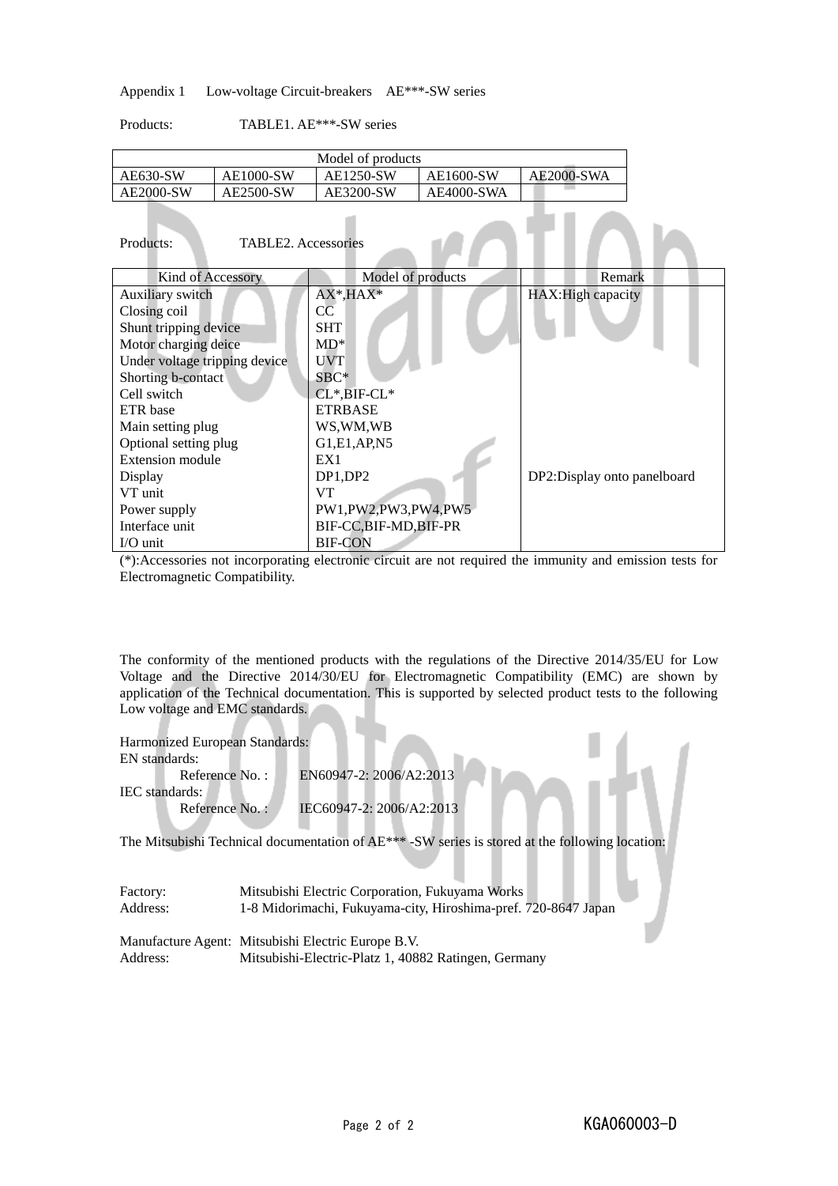Appendix 1 Low-voltage Circuit-breakers AE***-SW series

Products: TABLE1. AE***-SW series

| Model of products | | | | |
|---|---|---|---|---|
| AE630-SW | AE1000-SW | AE1250-SW | AE1600-SW | AE2000-SWA |
| AE2000-SW | AE2500-SW | AE3200-SW | AE4000-SWA | |

Products: TABLE2. Accessories

| Kind of Accessory | Model of products | Remark |
|---|---|---|
| Auxiliary switch | AX*,HAX* | HAX:High capacity |
| Closing coil | CC | |
| Shunt tripping device | SHT | |
| Motor charging deice | MD* | |
| Under voltage tripping device | UVT | |
| Shorting b-contact | SBC* | |
| Cell switch | CL*,BIF-CL* | |
| ETR base | ETRBASE | |
| Main setting plug | WS,WM,WB | |
| Optional setting plug | G1,E1,AP,N5 | |
| Extension module | EX1 | |
| Display | DP1,DP2 | DP2:Display onto panelboard |
| VT unit | VT | |
| Power supply | PW1,PW2,PW3,PW4,PW5 | |
| Interface unit | BIF-CC,BIF-MD,BIF-PR | |
| I/O unit | BIF-CON | |

(*):Accessories not incorporating electronic circuit are not required the immunity and emission tests for Electromagnetic Compatibility.

The conformity of the mentioned products with the regulations of the Directive 2014/35/EU for Low Voltage and the Directive 2014/30/EU for Electromagnetic Compatibility (EMC) are shown by application of the Technical documentation. This is supported by selected product tests to the following Low voltage and EMC standards.

Harmonized European Standards:
EN standards:
Reference No. : EN60947-2: 2006/A2:2013
IEC standards:
Reference No. : IEC60947-2: 2006/A2:2013

The Mitsubishi Technical documentation of AE*** -SW series is stored at the following location:

Factory: Mitsubishi Electric Corporation, Fukuyama Works
Address: 1-8 Midorimachi, Fukuyama-city, Hiroshima-pref. 720-8647 Japan

Manufacture Agent: Mitsubishi Electric Europe B.V.
Address: Mitsubishi-Electric-Platz 1, 40882 Ratingen, Germany

KGA060003-D